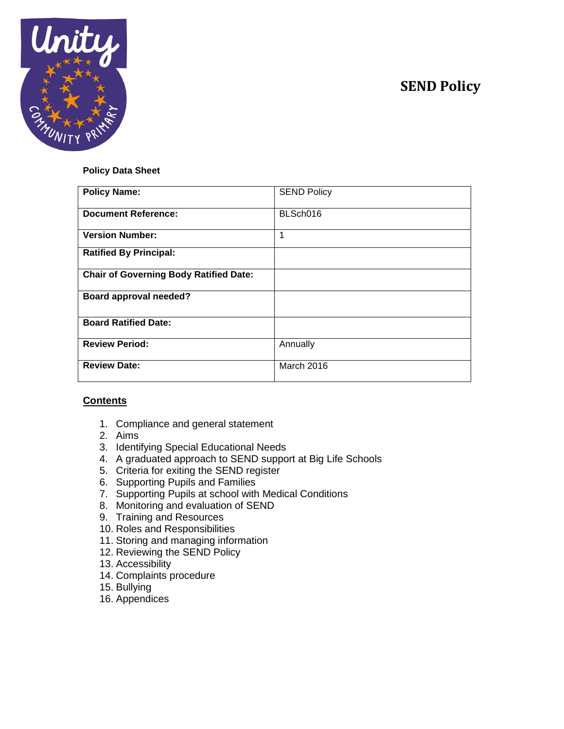# SEND Policy

**Policy Data Sheet**

| **Policy Name:** | SEND Policy |
|---|---|
| **Document Reference:** | BLSch016 |
| **Version Number:** | 1 |
| **Ratified By Principal:** | |
| **Chair of Governing Body Ratified Date:** | |
| **Board approval needed?** | |
| **Board Ratified Date:** | |
| **Review Period:** | Annually |
| **Review Date:** | March 2016 |

## Contents

1. Compliance and general statement
2. Aims
3. Identifying Special Educational Needs
4. A graduated approach to SEND support at Big Life Schools
5. Criteria for exiting the SEND register
6. Supporting Pupils and Families
7. Supporting Pupils at school with Medical Conditions
8. Monitoring and evaluation of SEND
9. Training and Resources
10. Roles and Responsibilities
11. Storing and managing information
12. Reviewing the SEND Policy
13. Accessibility
14. Complaints procedure
15. Bullying
16. Appendices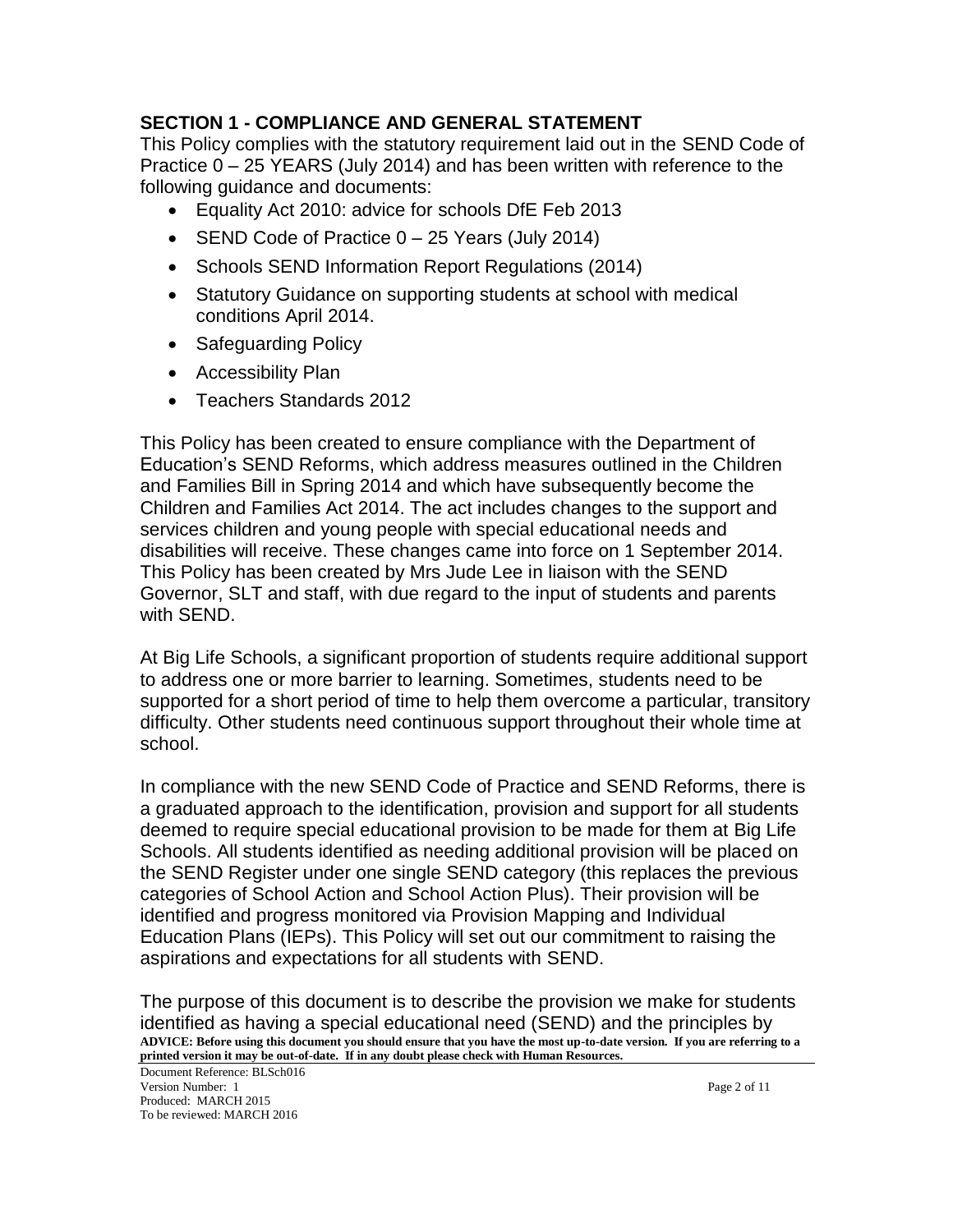## SECTION 1 - COMPLIANCE AND GENERAL STATEMENT

This Policy complies with the statutory requirement laid out in the SEND Code of Practice 0 – 25 YEARS (July 2014) and has been written with reference to the following guidance and documents:

- Equality Act 2010: advice for schools DfE Feb 2013
- SEND Code of Practice 0 – 25 Years (July 2014)
- Schools SEND Information Report Regulations (2014)
- Statutory Guidance on supporting students at school with medical conditions April 2014.
- Safeguarding Policy
- Accessibility Plan
- Teachers Standards 2012

This Policy has been created to ensure compliance with the Department of Education's SEND Reforms, which address measures outlined in the Children and Families Bill in Spring 2014 and which have subsequently become the Children and Families Act 2014. The act includes changes to the support and services children and young people with special educational needs and disabilities will receive. These changes came into force on 1 September 2014. This Policy has been created by Mrs Jude Lee in liaison with the SEND Governor, SLT and staff, with due regard to the input of students and parents with SEND.

At Big Life Schools, a significant proportion of students require additional support to address one or more barrier to learning. Sometimes, students need to be supported for a short period of time to help them overcome a particular, transitory difficulty. Other students need continuous support throughout their whole time at school.

In compliance with the new SEND Code of Practice and SEND Reforms, there is a graduated approach to the identification, provision and support for all students deemed to require special educational provision to be made for them at Big Life Schools. All students identified as needing additional provision will be placed on the SEND Register under one single SEND category (this replaces the previous categories of School Action and School Action Plus). Their provision will be identified and progress monitored via Provision Mapping and Individual Education Plans (IEPs). This Policy will set out our commitment to raising the aspirations and expectations for all students with SEND.

The purpose of this document is to describe the provision we make for students identified as having a special educational need (SEND) and the principles by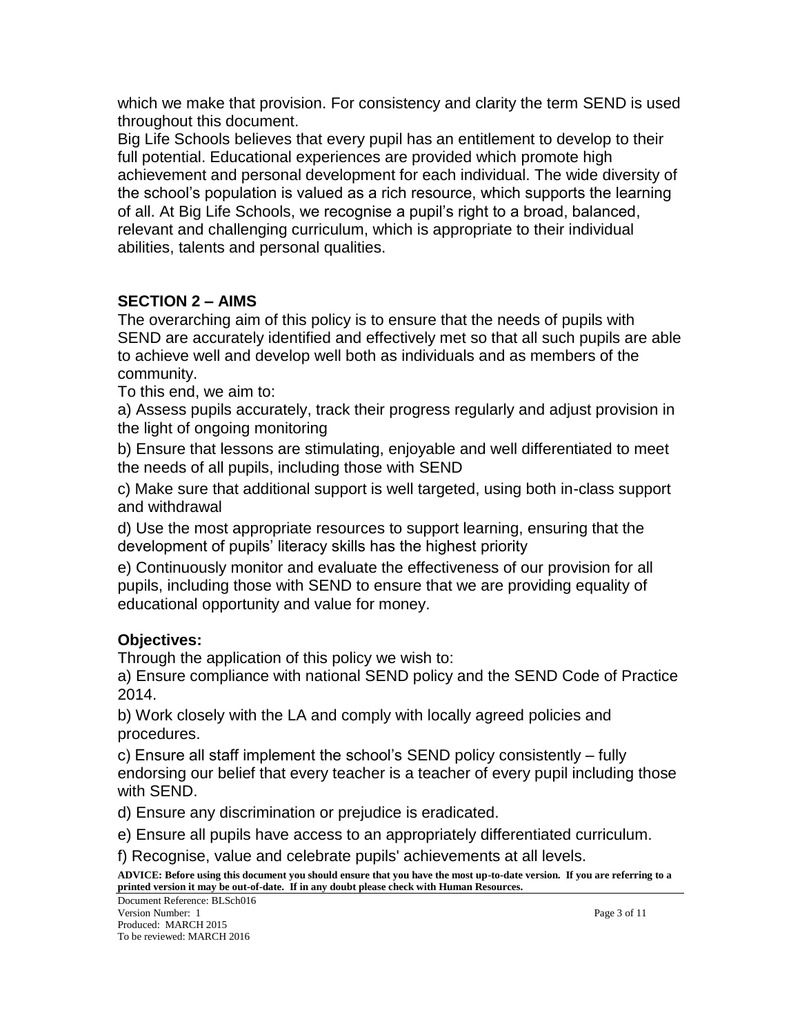which we make that provision. For consistency and clarity the term SEND is used throughout this document.

Big Life Schools believes that every pupil has an entitlement to develop to their full potential. Educational experiences are provided which promote high achievement and personal development for each individual. The wide diversity of the school's population is valued as a rich resource, which supports the learning of all. At Big Life Schools, we recognise a pupil's right to a broad, balanced, relevant and challenging curriculum, which is appropriate to their individual abilities, talents and personal qualities.

## SECTION 2 – AIMS

The overarching aim of this policy is to ensure that the needs of pupils with SEND are accurately identified and effectively met so that all such pupils are able to achieve well and develop well both as individuals and as members of the community.

To this end, we aim to:

a) Assess pupils accurately, track their progress regularly and adjust provision in the light of ongoing monitoring

b) Ensure that lessons are stimulating, enjoyable and well differentiated to meet the needs of all pupils, including those with SEND

c) Make sure that additional support is well targeted, using both in-class support and withdrawal

d) Use the most appropriate resources to support learning, ensuring that the development of pupils' literacy skills has the highest priority

e) Continuously monitor and evaluate the effectiveness of our provision for all pupils, including those with SEND to ensure that we are providing equality of educational opportunity and value for money.

### Objectives:

Through the application of this policy we wish to:

a) Ensure compliance with national SEND policy and the SEND Code of Practice 2014.

b) Work closely with the LA and comply with locally agreed policies and procedures.

c) Ensure all staff implement the school's SEND policy consistently – fully endorsing our belief that every teacher is a teacher of every pupil including those with SEND.

d) Ensure any discrimination or prejudice is eradicated.

e) Ensure all pupils have access to an appropriately differentiated curriculum.

f) Recognise, value and celebrate pupils' achievements at all levels.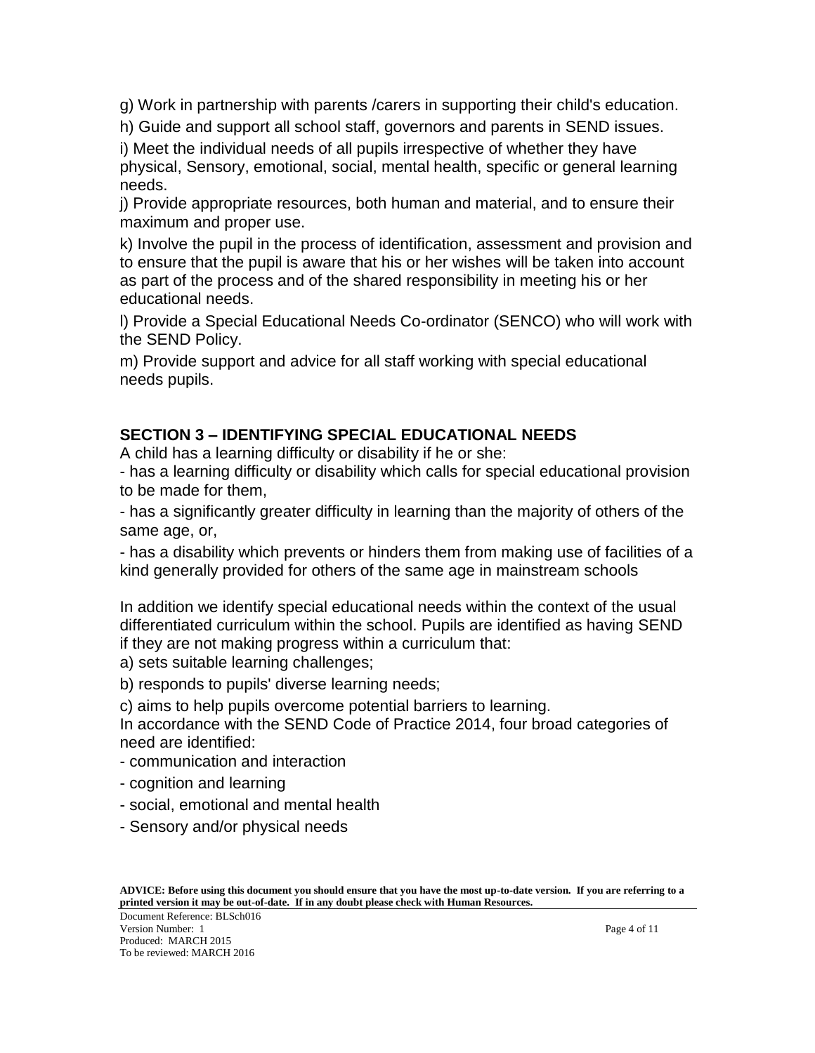g) Work in partnership with parents /carers in supporting their child's education.

h) Guide and support all school staff, governors and parents in SEND issues.

i) Meet the individual needs of all pupils irrespective of whether they have physical, Sensory, emotional, social, mental health, specific or general learning needs.

j) Provide appropriate resources, both human and material, and to ensure their maximum and proper use.

k) Involve the pupil in the process of identification, assessment and provision and to ensure that the pupil is aware that his or her wishes will be taken into account as part of the process and of the shared responsibility in meeting his or her educational needs.

l) Provide a Special Educational Needs Co-ordinator (SENCO) who will work with the SEND Policy.

m) Provide support and advice for all staff working with special educational needs pupils.

## SECTION 3 – IDENTIFYING SPECIAL EDUCATIONAL NEEDS

A child has a learning difficulty or disability if he or she:

- has a learning difficulty or disability which calls for special educational provision to be made for them,
- has a significantly greater difficulty in learning than the majority of others of the same age, or,
- has a disability which prevents or hinders them from making use of facilities of a kind generally provided for others of the same age in mainstream schools

In addition we identify special educational needs within the context of the usual differentiated curriculum within the school. Pupils are identified as having SEND if they are not making progress within a curriculum that:

a) sets suitable learning challenges;

b) responds to pupils' diverse learning needs;

c) aims to help pupils overcome potential barriers to learning.

In accordance with the SEND Code of Practice 2014, four broad categories of need are identified:

- communication and interaction
- cognition and learning
- social, emotional and mental health
- Sensory and/or physical needs

**ADVICE: Before using this document you should ensure that you have the most up-to-date version. If you are referring to a printed version it may be out-of-date. If in any doubt please check with Human Resources.**

Document Reference: BLSch016
Version Number: 1
Produced: MARCH 2015
To be reviewed: MARCH 2016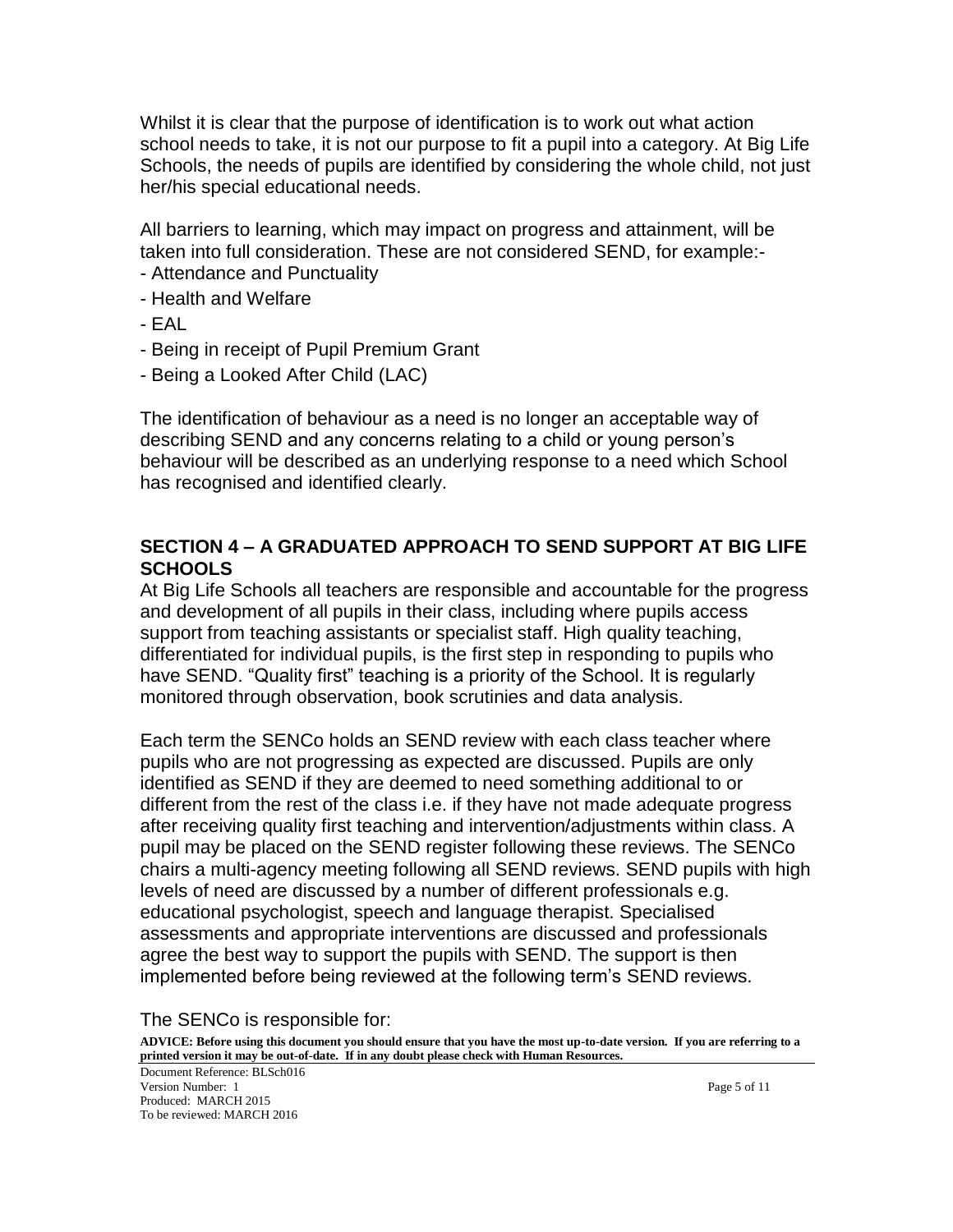Whilst it is clear that the purpose of identification is to work out what action school needs to take, it is not our purpose to fit a pupil into a category. At Big Life Schools, the needs of pupils are identified by considering the whole child, not just her/his special educational needs.

All barriers to learning, which may impact on progress and attainment, will be taken into full consideration. These are not considered SEND, for example:-

- Attendance and Punctuality
- Health and Welfare
- EAL
- Being in receipt of Pupil Premium Grant
- Being a Looked After Child (LAC)

The identification of behaviour as a need is no longer an acceptable way of describing SEND and any concerns relating to a child or young person's behaviour will be described as an underlying response to a need which School has recognised and identified clearly.

## SECTION 4 – A GRADUATED APPROACH TO SEND SUPPORT AT BIG LIFE SCHOOLS

At Big Life Schools all teachers are responsible and accountable for the progress and development of all pupils in their class, including where pupils access support from teaching assistants or specialist staff. High quality teaching, differentiated for individual pupils, is the first step in responding to pupils who have SEND. "Quality first" teaching is a priority of the School. It is regularly monitored through observation, book scrutinies and data analysis.

Each term the SENCo holds an SEND review with each class teacher where pupils who are not progressing as expected are discussed. Pupils are only identified as SEND if they are deemed to need something additional to or different from the rest of the class i.e. if they have not made adequate progress after receiving quality first teaching and intervention/adjustments within class. A pupil may be placed on the SEND register following these reviews. The SENCo chairs a multi-agency meeting following all SEND reviews. SEND pupils with high levels of need are discussed by a number of different professionals e.g. educational psychologist, speech and language therapist. Specialised assessments and appropriate interventions are discussed and professionals agree the best way to support the pupils with SEND. The support is then implemented before being reviewed at the following term's SEND reviews.

The SENCo is responsible for: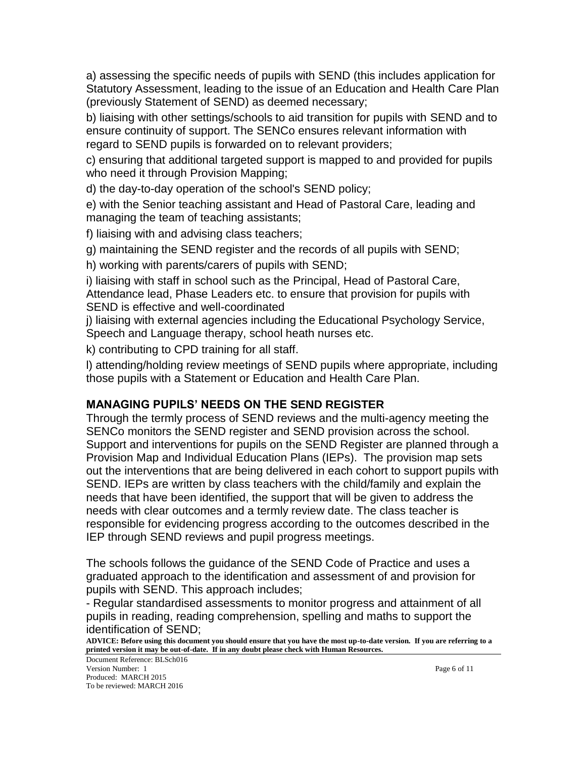a) assessing the specific needs of pupils with SEND (this includes application for Statutory Assessment, leading to the issue of an Education and Health Care Plan (previously Statement of SEND) as deemed necessary;

b) liaising with other settings/schools to aid transition for pupils with SEND and to ensure continuity of support. The SENCo ensures relevant information with regard to SEND pupils is forwarded on to relevant providers;

c) ensuring that additional targeted support is mapped to and provided for pupils who need it through Provision Mapping;

d) the day-to-day operation of the school's SEND policy;

e) with the Senior teaching assistant and Head of Pastoral Care, leading and managing the team of teaching assistants;

f) liaising with and advising class teachers;

g) maintaining the SEND register and the records of all pupils with SEND;

h) working with parents/carers of pupils with SEND;

i) liaising with staff in school such as the Principal, Head of Pastoral Care, Attendance lead, Phase Leaders etc. to ensure that provision for pupils with SEND is effective and well-coordinated

j) liaising with external agencies including the Educational Psychology Service, Speech and Language therapy, school heath nurses etc.

k) contributing to CPD training for all staff.

l) attending/holding review meetings of SEND pupils where appropriate, including those pupils with a Statement or Education and Health Care Plan.

## MANAGING PUPILS' NEEDS ON THE SEND REGISTER

Through the termly process of SEND reviews and the multi-agency meeting the SENCo monitors the SEND register and SEND provision across the school. Support and interventions for pupils on the SEND Register are planned through a Provision Map and Individual Education Plans (IEPs). The provision map sets out the interventions that are being delivered in each cohort to support pupils with SEND. IEPs are written by class teachers with the child/family and explain the needs that have been identified, the support that will be given to address the needs with clear outcomes and a termly review date. The class teacher is responsible for evidencing progress according to the outcomes described in the IEP through SEND reviews and pupil progress meetings.

The schools follows the guidance of the SEND Code of Practice and uses a graduated approach to the identification and assessment of and provision for pupils with SEND. This approach includes;

- Regular standardised assessments to monitor progress and attainment of all pupils in reading, reading comprehension, spelling and maths to support the identification of SEND;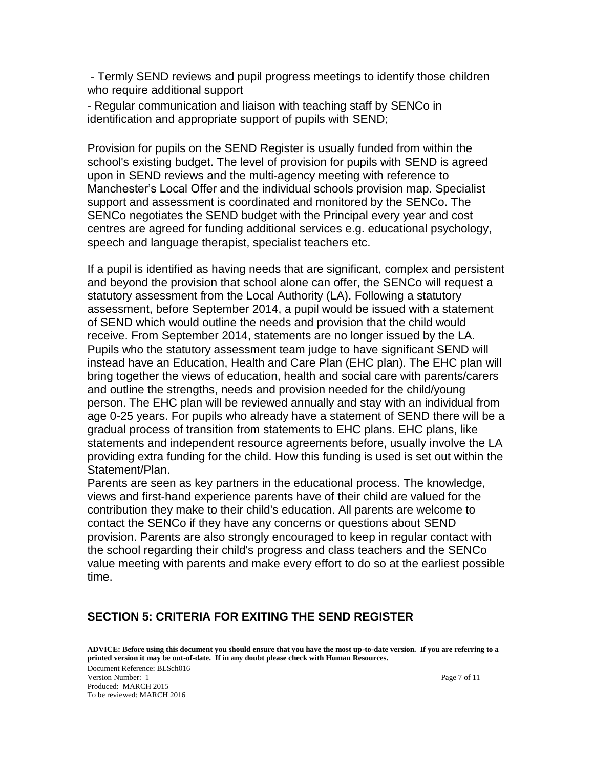- Termly SEND reviews and pupil progress meetings to identify those children who require additional support

- Regular communication and liaison with teaching staff by SENCo in identification and appropriate support of pupils with SEND;

Provision for pupils on the SEND Register is usually funded from within the school's existing budget. The level of provision for pupils with SEND is agreed upon in SEND reviews and the multi-agency meeting with reference to Manchester's Local Offer and the individual schools provision map. Specialist support and assessment is coordinated and monitored by the SENCo. The SENCo negotiates the SEND budget with the Principal every year and cost centres are agreed for funding additional services e.g. educational psychology, speech and language therapist, specialist teachers etc.

If a pupil is identified as having needs that are significant, complex and persistent and beyond the provision that school alone can offer, the SENCo will request a statutory assessment from the Local Authority (LA). Following a statutory assessment, before September 2014, a pupil would be issued with a statement of SEND which would outline the needs and provision that the child would receive. From September 2014, statements are no longer issued by the LA. Pupils who the statutory assessment team judge to have significant SEND will instead have an Education, Health and Care Plan (EHC plan). The EHC plan will bring together the views of education, health and social care with parents/carers and outline the strengths, needs and provision needed for the child/young person. The EHC plan will be reviewed annually and stay with an individual from age 0-25 years. For pupils who already have a statement of SEND there will be a gradual process of transition from statements to EHC plans. EHC plans, like statements and independent resource agreements before, usually involve the LA providing extra funding for the child. How this funding is used is set out within the Statement/Plan.

Parents are seen as key partners in the educational process. The knowledge, views and first-hand experience parents have of their child are valued for the contribution they make to their child's education. All parents are welcome to contact the SENCo if they have any concerns or questions about SEND provision. Parents are also strongly encouraged to keep in regular contact with the school regarding their child's progress and class teachers and the SENCo value meeting with parents and make every effort to do so at the earliest possible time.

## SECTION 5: CRITERIA FOR EXITING THE SEND REGISTER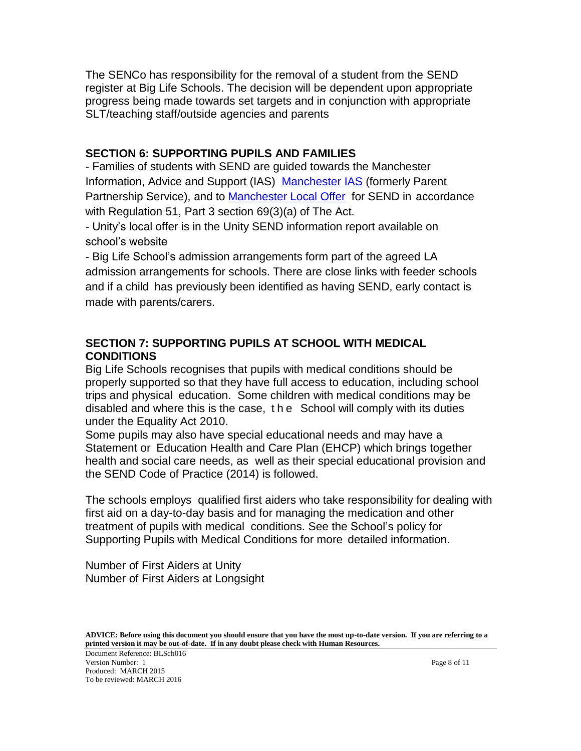The SENCo has responsibility for the removal of a student from the SEND register at Big Life Schools. The decision will be dependent upon appropriate progress being made towards set targets and in conjunction with appropriate SLT/teaching staff/outside agencies and parents

## SECTION 6: SUPPORTING PUPILS AND FAMILIES

- Families of students with SEND are guided towards the Manchester Information, Advice and Support (IAS) Manchester IAS (formerly Parent Partnership Service), and to Manchester Local Offer for SEND in accordance with Regulation 51, Part 3 section 69(3)(a) of The Act.
- Unity's local offer is in the Unity SEND information report available on school's website
- Big Life School's admission arrangements form part of the agreed LA admission arrangements for schools. There are close links with feeder schools and if a child has previously been identified as having SEND, early contact is made with parents/carers.

## SECTION 7: SUPPORTING PUPILS AT SCHOOL WITH MEDICAL CONDITIONS

Big Life Schools recognises that pupils with medical conditions should be properly supported so that they have full access to education, including school trips and physical education. Some children with medical conditions may be disabled and where this is the case, the School will comply with its duties under the Equality Act 2010.

Some pupils may also have special educational needs and may have a Statement or Education Health and Care Plan (EHCP) which brings together health and social care needs, as well as their special educational provision and the SEND Code of Practice (2014) is followed.

The schools employs qualified first aiders who take responsibility for dealing with first aid on a day-to-day basis and for managing the medication and other treatment of pupils with medical conditions. See the School's policy for Supporting Pupils with Medical Conditions for more detailed information.

Number of First Aiders at Unity
Number of First Aiders at Longsight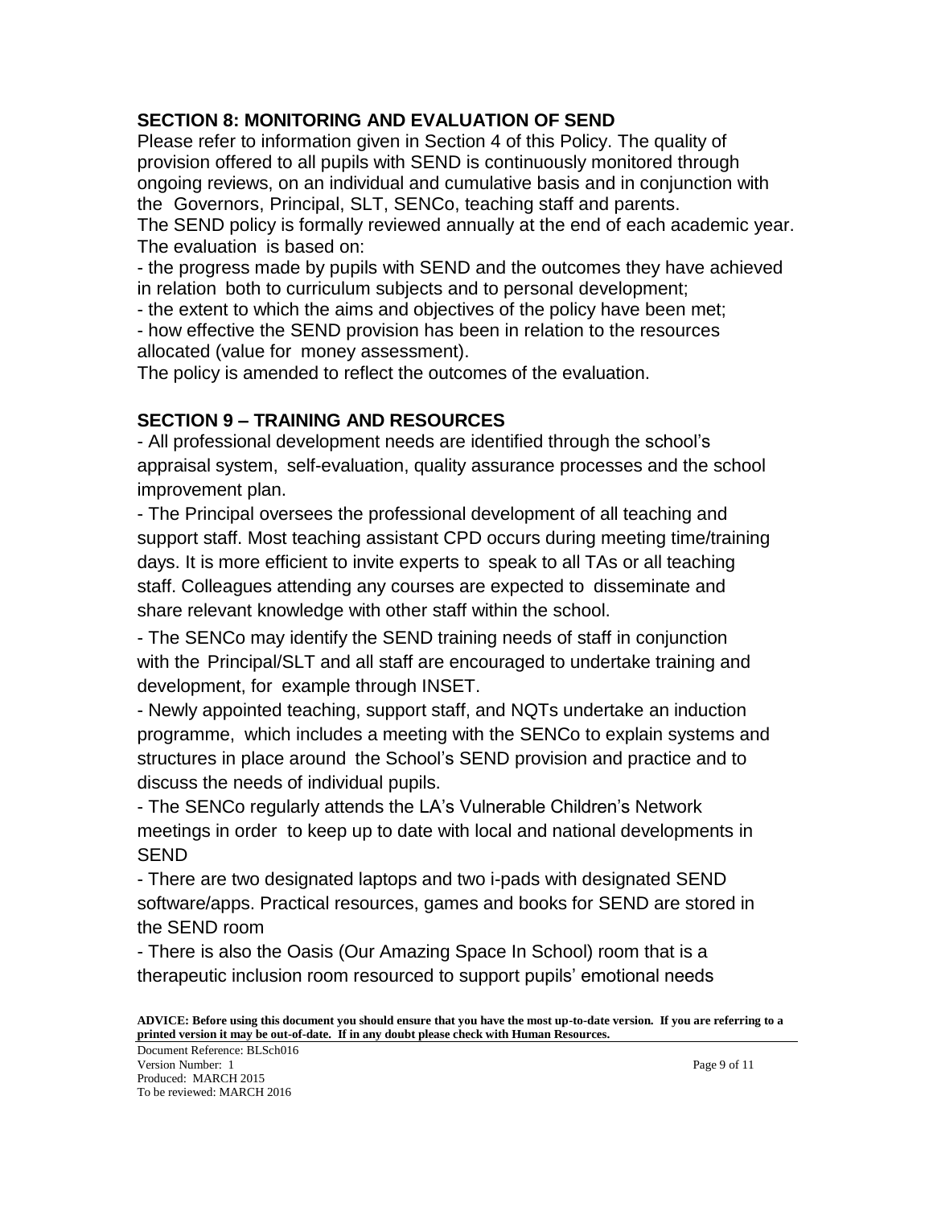## SECTION 8: MONITORING AND EVALUATION OF SEND

Please refer to information given in Section 4 of this Policy. The quality of provision offered to all pupils with SEND is continuously monitored through ongoing reviews, on an individual and cumulative basis and in conjunction with the Governors, Principal, SLT, SENCo, teaching staff and parents.

The SEND policy is formally reviewed annually at the end of each academic year. The evaluation is based on:

- the progress made by pupils with SEND and the outcomes they have achieved in relation both to curriculum subjects and to personal development;
- the extent to which the aims and objectives of the policy have been met;
- how effective the SEND provision has been in relation to the resources allocated (value for money assessment).

The policy is amended to reflect the outcomes of the evaluation.

## SECTION 9 – TRAINING AND RESOURCES

- All professional development needs are identified through the school's appraisal system, self-evaluation, quality assurance processes and the school improvement plan.
- The Principal oversees the professional development of all teaching and support staff. Most teaching assistant CPD occurs during meeting time/training days. It is more efficient to invite experts to speak to all TAs or all teaching staff. Colleagues attending any courses are expected to disseminate and share relevant knowledge with other staff within the school.
- The SENCo may identify the SEND training needs of staff in conjunction with the Principal/SLT and all staff are encouraged to undertake training and development, for example through INSET.
- Newly appointed teaching, support staff, and NQTs undertake an induction programme, which includes a meeting with the SENCo to explain systems and structures in place around the School's SEND provision and practice and to discuss the needs of individual pupils.
- The SENCo regularly attends the LA's Vulnerable Children's Network meetings in order to keep up to date with local and national developments in SEND
- There are two designated laptops and two i-pads with designated SEND software/apps. Practical resources, games and books for SEND are stored in the SEND room
- There is also the Oasis (Our Amazing Space In School) room that is a therapeutic inclusion room resourced to support pupils' emotional needs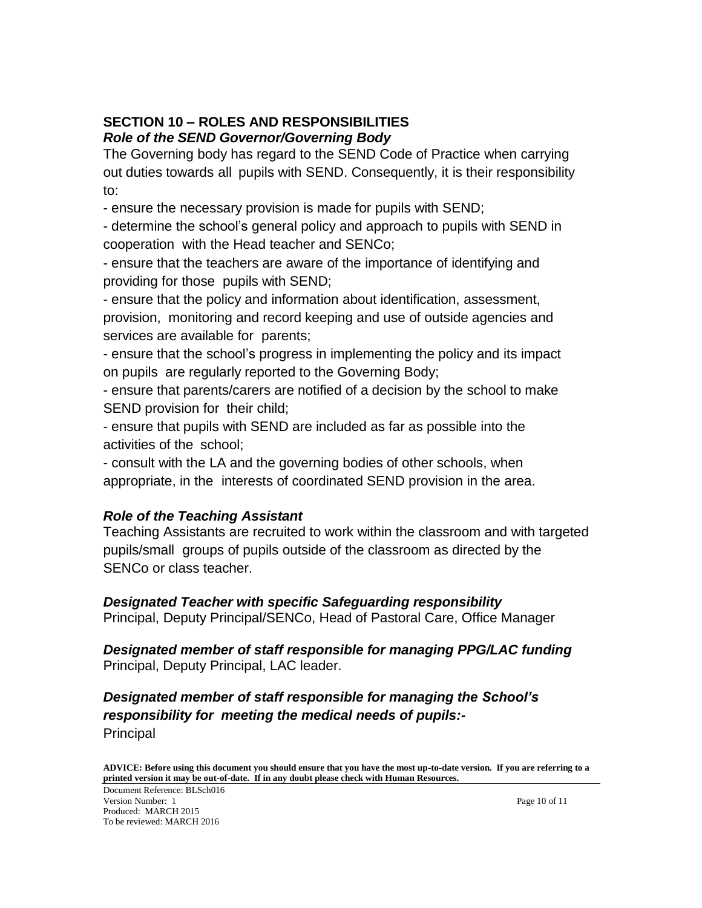## SECTION 10 – ROLES AND RESPONSIBILITIES

### *Role of the SEND Governor/Governing Body*

The Governing body has regard to the SEND Code of Practice when carrying out duties towards all pupils with SEND. Consequently, it is their responsibility to:

- ensure the necessary provision is made for pupils with SEND;
- determine the school's general policy and approach to pupils with SEND in cooperation with the Head teacher and SENCo;
- ensure that the teachers are aware of the importance of identifying and providing for those pupils with SEND;
- ensure that the policy and information about identification, assessment, provision, monitoring and record keeping and use of outside agencies and services are available for parents;
- ensure that the school's progress in implementing the policy and its impact on pupils are regularly reported to the Governing Body;
- ensure that parents/carers are notified of a decision by the school to make SEND provision for their child;
- ensure that pupils with SEND are included as far as possible into the activities of the school;
- consult with the LA and the governing bodies of other schools, when appropriate, in the interests of coordinated SEND provision in the area.

### *Role of the Teaching Assistant*

Teaching Assistants are recruited to work within the classroom and with targeted pupils/small groups of pupils outside of the classroom as directed by the SENCo or class teacher.

### *Designated Teacher with specific Safeguarding responsibility*

Principal, Deputy Principal/SENCo, Head of Pastoral Care, Office Manager

### *Designated member of staff responsible for managing PPG/LAC funding*

Principal, Deputy Principal, LAC leader.

### *Designated member of staff responsible for managing the School's responsibility for meeting the medical needs of pupils:-*

Principal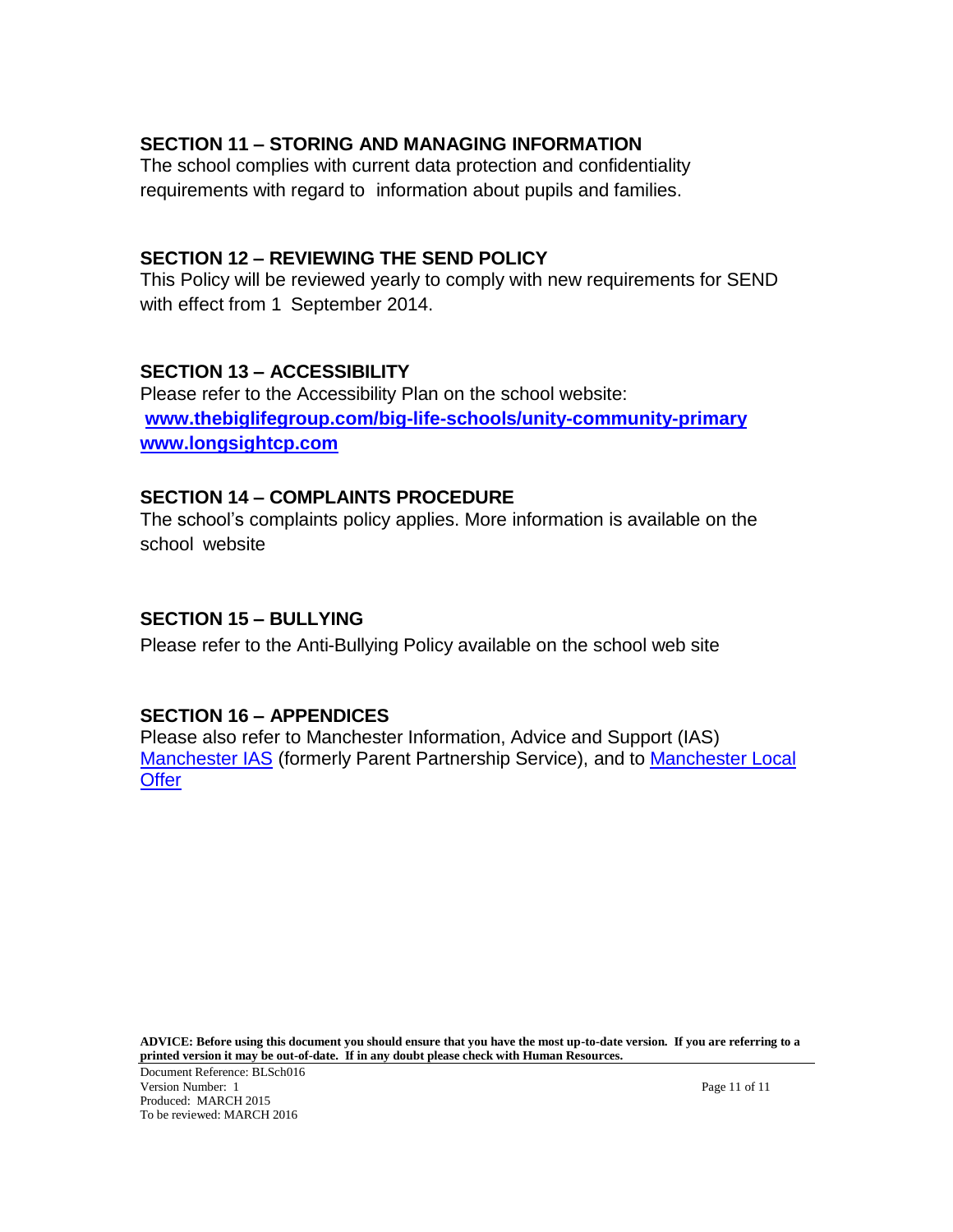## SECTION 11 – STORING AND MANAGING INFORMATION

The school complies with current data protection and confidentiality requirements with regard to information about pupils and families.

## SECTION 12 – REVIEWING THE SEND POLICY

This Policy will be reviewed yearly to comply with new requirements for SEND with effect from 1 September 2014.

## SECTION 13 – ACCESSIBILITY

Please refer to the Accessibility Plan on the school website:
**www.thebiglifegroup.com/big-life-schools/unity-community-primary**
**www.longsightcp.com**

## SECTION 14 – COMPLAINTS PROCEDURE

The school's complaints policy applies. More information is available on the school website

## SECTION 15 – BULLYING

Please refer to the Anti-Bullying Policy available on the school web site

## SECTION 16 – APPENDICES

Please also refer to Manchester Information, Advice and Support (IAS) Manchester IAS (formerly Parent Partnership Service), and to Manchester Local Offer

**ADVICE: Before using this document you should ensure that you have the most up-to-date version. If you are referring to a printed version it may be out-of-date. If in any doubt please check with Human Resources.**

Document Reference: BLSch016
Version Number: 1
Produced: MARCH 2015
To be reviewed: MARCH 2016